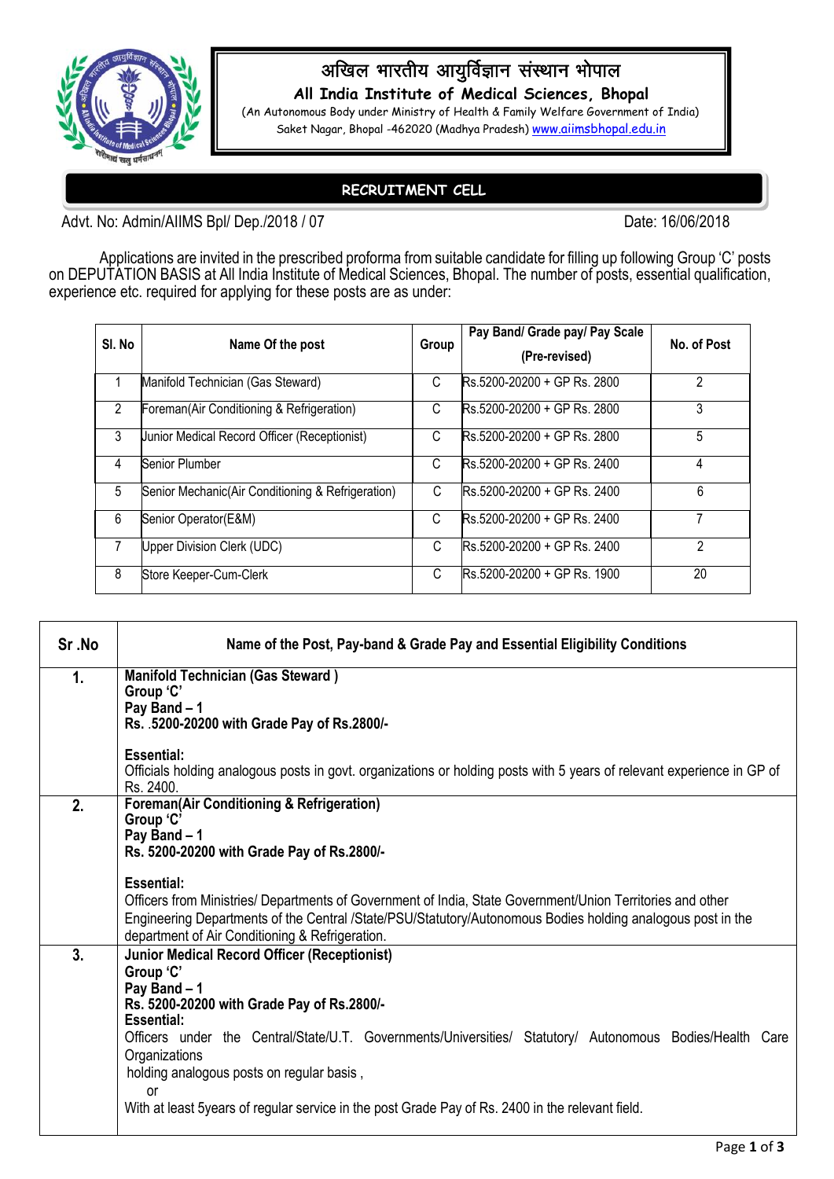# अखिल भारतीय आयुर्विज्ञान संस्थान भोपाल

## All India Institute of Medical Sciences, Bhopal

(An Autonomous Body under Ministry of Health & Family Welfare Government of India)
Saket Nagar, Bhopal -462020 (Madhya Pradesh) www.aiimsbhopal.edu.in

**RECRUITMENT CELL**

Advt. No: Admin/AIIMS Bpl/ Dep./2018 / 07 — Date: 16/06/2018

Applications are invited in the prescribed proforma from suitable candidate for filling up following Group 'C' posts on DEPUTATION BASIS at All India Institute of Medical Sciences, Bhopal. The number of posts, essential qualification, experience etc. required for applying for these posts are as under:

| Sl. No | Name Of the post | Group | Pay Band/ Grade pay/ Pay Scale (Pre-revised) | No. of Post |
|---|---|---|---|---|
| 1 | Manifold Technician (Gas Steward) | C | Rs.5200-20200 + GP Rs. 2800 | 2 |
| 2 | Foreman(Air Conditioning & Refrigeration) | C | Rs.5200-20200 + GP Rs. 2800 | 3 |
| 3 | Junior Medical Record Officer (Receptionist) | C | Rs.5200-20200 + GP Rs. 2800 | 5 |
| 4 | Senior Plumber | C | Rs.5200-20200 + GP Rs. 2400 | 4 |
| 5 | Senior Mechanic(Air Conditioning & Refrigeration) | C | Rs.5200-20200 + GP Rs. 2400 | 6 |
| 6 | Senior Operator(E&M) | C | Rs.5200-20200 + GP Rs. 2400 | 7 |
| 7 | Upper Division Clerk (UDC) | C | Rs.5200-20200 + GP Rs. 2400 | 2 |
| 8 | Store Keeper-Cum-Clerk | C | Rs.5200-20200 + GP Rs. 1900 | 20 |

| Sr .No | Name of the Post, Pay-band & Grade Pay and Essential Eligibility Conditions |
|---|---|
| **1.** | **Manifold Technician (Gas Steward )**<br>**Group 'C'**<br>**Pay Band – 1**<br>**Rs. .5200-20200 with Grade Pay of Rs.2800/-**<br><br>**Essential:**<br>Officials holding analogous posts in govt. organizations or holding posts with 5 years of relevant experience in GP of Rs. 2400. |
| **2.** | **Foreman(Air Conditioning & Refrigeration)**<br>**Group 'C'**<br>**Pay Band – 1**<br>**Rs. 5200-20200 with Grade Pay of Rs.2800/-**<br><br>**Essential:**<br>Officers from Ministries/ Departments of Government of India, State Government/Union Territories and other Engineering Departments of the Central /State/PSU/Statutory/Autonomous Bodies holding analogous post in the department of Air Conditioning & Refrigeration. |
| **3.** | **Junior Medical Record Officer (Receptionist)**<br>**Group 'C'**<br>**Pay Band – 1**<br>**Rs. 5200-20200 with Grade Pay of Rs.2800/-**<br>**Essential:**<br>Officers under the Central/State/U.T. Governments/Universities/ Statutory/ Autonomous Bodies/Health Care Organizations<br>holding analogous posts on regular basis ,<br>or<br>With at least 5years of regular service in the post Grade Pay of Rs. 2400 in the relevant field. |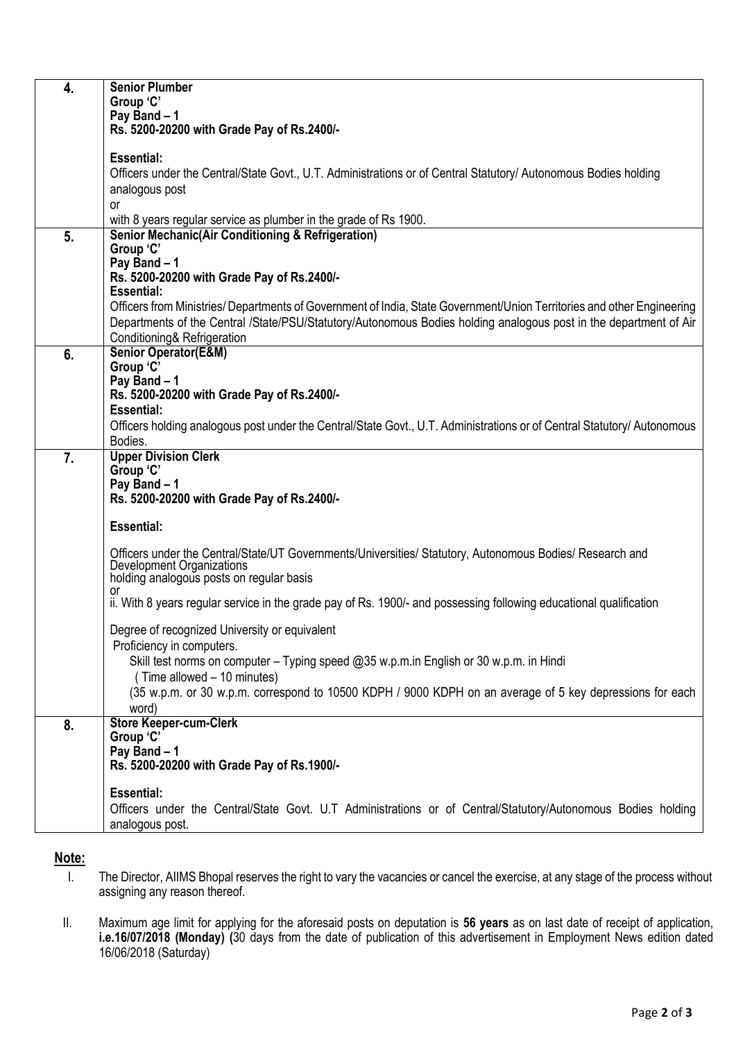| | |
|---|---|
| 4. | **Senior Plumber**<br>**Group 'C'**<br>**Pay Band – 1**<br>**Rs. 5200-20200 with Grade Pay of Rs.2400/-**<br><br>**Essential:**<br>Officers under the Central/State Govt., U.T. Administrations or of Central Statutory/ Autonomous Bodies holding analogous post<br>or<br>with 8 years regular service as plumber in the grade of Rs 1900. |
| 5. | **Senior Mechanic(Air Conditioning & Refrigeration)**<br>**Group 'C'**<br>**Pay Band – 1**<br>**Rs. 5200-20200 with Grade Pay of Rs.2400/-**<br>**Essential:**<br>Officers from Ministries/ Departments of Government of India, State Government/Union Territories and other Engineering Departments of the Central /State/PSU/Statutory/Autonomous Bodies holding analogous post in the department of Air Conditioning& Refrigeration |
| 6. | **Senior Operator(E&M)**<br>**Group 'C'**<br>**Pay Band – 1**<br>**Rs. 5200-20200 with Grade Pay of Rs.2400/-**<br>**Essential:**<br>Officers holding analogous post under the Central/State Govt., U.T. Administrations or of Central Statutory/ Autonomous Bodies. |
| 7. | **Upper Division Clerk**<br>**Group 'C'**<br>**Pay Band – 1**<br>**Rs. 5200-20200 with Grade Pay of Rs.2400/-**<br><br>**Essential:**<br><br>Officers under the Central/State/UT Governments/Universities/ Statutory, Autonomous Bodies/ Research and Development Organizations<br>holding analogous posts on regular basis<br>or<br>ii. With 8 years regular service in the grade pay of Rs. 1900/- and possessing following educational qualification<br><br>Degree of recognized University or equivalent<br>Proficiency in computers.<br>Skill test norms on computer – Typing speed @35 w.p.m.in English or 30 w.p.m. in Hindi<br>( Time allowed – 10 minutes)<br>(35 w.p.m. or 30 w.p.m. correspond to 10500 KDPH / 9000 KDPH on an average of 5 key depressions for each word) |
| 8. | **Store Keeper-cum-Clerk**<br>**Group 'C'**<br>**Pay Band – 1**<br>**Rs. 5200-20200 with Grade Pay of Rs.1900/-**<br><br>**Essential:**<br>Officers under the Central/State Govt. U.T Administrations or of Central/Statutory/Autonomous Bodies holding analogous post. |

**Note:**

I. The Director, AIIMS Bhopal reserves the right to vary the vacancies or cancel the exercise, at any stage of the process without assigning any reason thereof.

II. Maximum age limit for applying for the aforesaid posts on deputation is **56 years** as on last date of receipt of application, **i.e.16/07/2018 (Monday) (**30 days from the date of publication of this advertisement in Employment News edition dated 16/06/2018 (Saturday)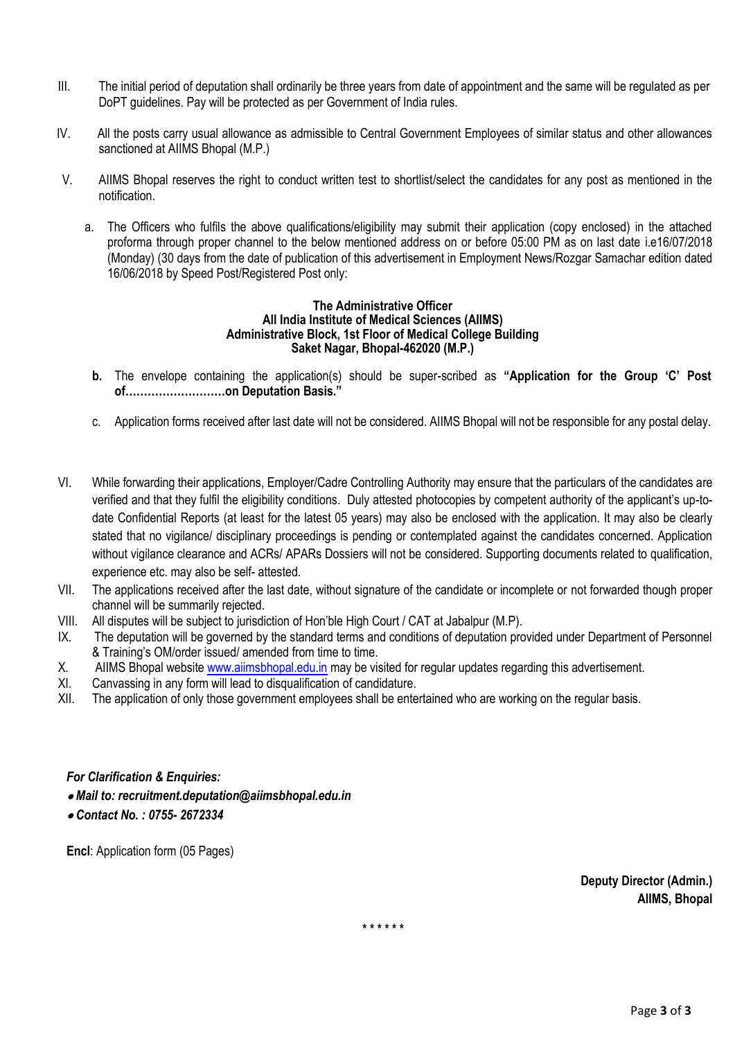III. The initial period of deputation shall ordinarily be three years from date of appointment and the same will be regulated as per DoPT guidelines. Pay will be protected as per Government of India rules.

IV. All the posts carry usual allowance as admissible to Central Government Employees of similar status and other allowances sanctioned at AIIMS Bhopal (M.P.)

V. AIIMS Bhopal reserves the right to conduct written test to shortlist/select the candidates for any post as mentioned in the notification.

a. The Officers who fulfils the above qualifications/eligibility may submit their application (copy enclosed) in the attached proforma through proper channel to the below mentioned address on or before 05:00 PM as on last date i.e16/07/2018 (Monday) (30 days from the date of publication of this advertisement in Employment News/Rozgar Samachar edition dated 16/06/2018 by Speed Post/Registered Post only:

**The Administrative Officer**
**All India Institute of Medical Sciences (AIIMS)**
**Administrative Block, 1st Floor of Medical College Building**
**Saket Nagar, Bhopal-462020 (M.P.)**

**b.** The envelope containing the application(s) should be super-scribed as **"Application for the Group 'C' Post of………………………on Deputation Basis."**

c. Application forms received after last date will not be considered. AIIMS Bhopal will not be responsible for any postal delay.

VI. While forwarding their applications, Employer/Cadre Controlling Authority may ensure that the particulars of the candidates are verified and that they fulfil the eligibility conditions. Duly attested photocopies by competent authority of the applicant's up-to-date Confidential Reports (at least for the latest 05 years) may also be enclosed with the application. It may also be clearly stated that no vigilance/ disciplinary proceedings is pending or contemplated against the candidates concerned. Application without vigilance clearance and ACRs/ APARs Dossiers will not be considered. Supporting documents related to qualification, experience etc. may also be self- attested.

VII. The applications received after the last date, without signature of the candidate or incomplete or not forwarded though proper channel will be summarily rejected.

VIII. All disputes will be subject to jurisdiction of Hon'ble High Court / CAT at Jabalpur (M.P).

IX. The deputation will be governed by the standard terms and conditions of deputation provided under Department of Personnel & Training's OM/order issued/ amended from time to time.

X. AIIMS Bhopal website www.aiimsbhopal.edu.in may be visited for regular updates regarding this advertisement.

XI. Canvassing in any form will lead to disqualification of candidature.

XII. The application of only those government employees shall be entertained who are working on the regular basis.

***For Clarification & Enquiries:***

- ***Mail to: recruitment.deputation@aiimsbhopal.edu.in***
- ***Contact No. : 0755- 2672334***

**Encl**: Application form (05 Pages)

**Deputy Director (Admin.)**
**AIIMS, Bhopal**

\* \* \* \* \* \*